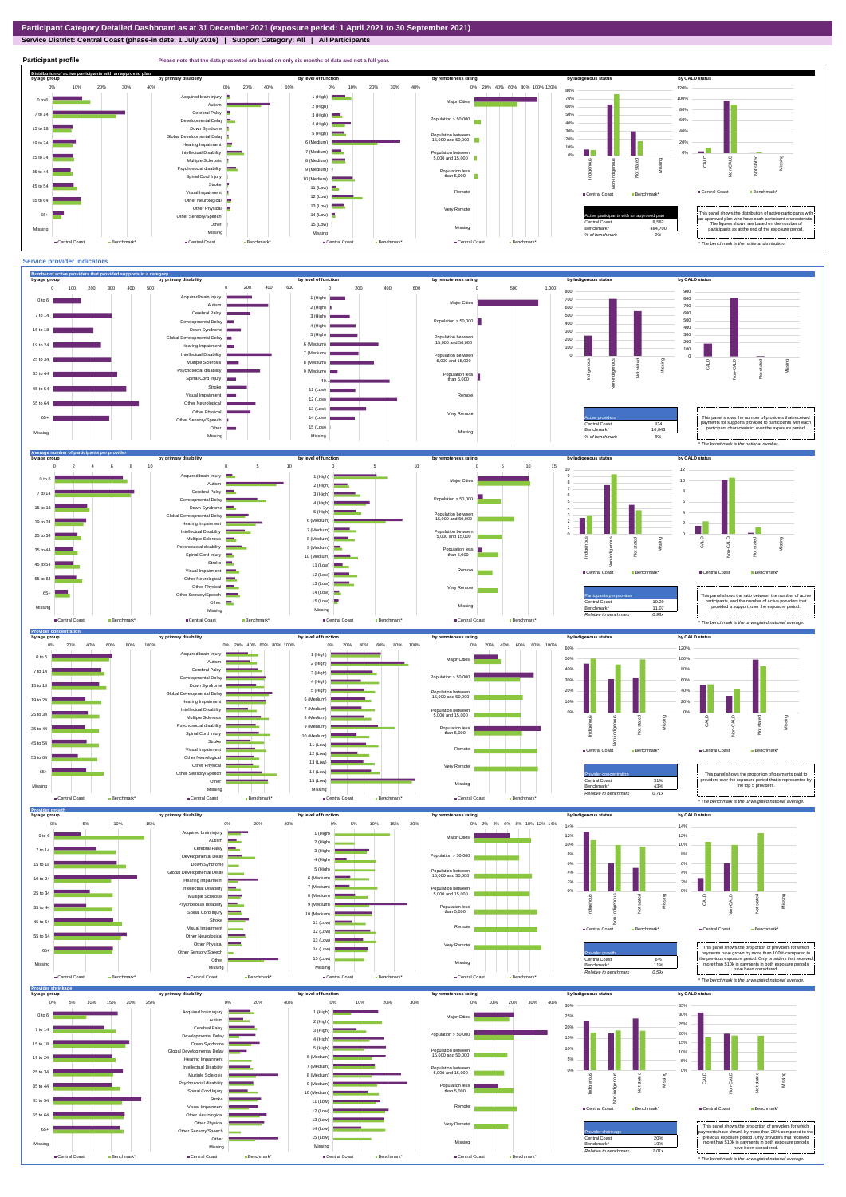# Participant Category Detailed Dashboard as at 31 December 2021 (exposure period: 1 April 2021 to 30 September 2021)

**Service District: Central Coast (phase-in date: 1 July 2016) | Support Category: All | All Participants**

## Participant profile

Please note that the data presented are based on only six months of data and not a full year.

### Distribution of active participants with an approved plan

| Active participants with an approved plan | |
|---|---|
| Central Coast | 9,562 |
| Benchmark* | 484,700 |
| % of benchmark | 2% |

This panel shows the distribution of active participants with an approved plan who have each participant characteristic. The figures shown are based on the number of participants as at the end of the exposure period.

* The benchmark is the national distribution.

## Service provider indicators

### Number of active providers that provided supports in a category

| Active providers | |
|---|---|
| Central Coast | 834 |
| Benchmark* | 10,043 |
| % of benchmark | 8% |

This panel shows the number of providers that received payments for supports provided to participants with each participant characteristic, over the exposure period.

* The benchmark is the national number.

### Average number of participants per provider

| Participants per provider | |
|---|---|
| Central Coast | 10.29 |
| Benchmark* | 11.07 |
| Relative to benchmark | 0.93x |

This panel shows the ratio between the number of active participants, and the number of active providers that provided a support, over the exposure period.

* The benchmark is the unweighted national average.

### Provider concentration

| Provider concentration | |
|---|---|
| Central Coast | 31% |
| Benchmark* | 43% |
| Relative to benchmark | 0.71x |

This panel shows the proportion of payments paid to providers over the exposure period that is represented by the top 5 providers.

* The benchmark is the unweighted national average.

### Provider growth

| Provider growth | |
|---|---|
| Central Coast | 6% |
| Benchmark* | 11% |
| Relative to benchmark | 0.59x |

This panel shows the proportion of providers for which payments have grown by more than 100% compared to the previous exposure period. Only providers that received more than $10k in payments in both exposure periods have been considered.

* The benchmark is the unweighted national average.

### Provider shrinkage

| Provider shrinkage | |
|---|---|
| Central Coast | 20% |
| Benchmark* | 19% |
| Relative to benchmark | 1.01x |

This panel shows the proportion of providers for which payments have shrunk by more than 25% compared to the previous exposure period. Only providers that received more than $10k in payments in both exposure periods have been considered.

* The benchmark is the unweighted national average.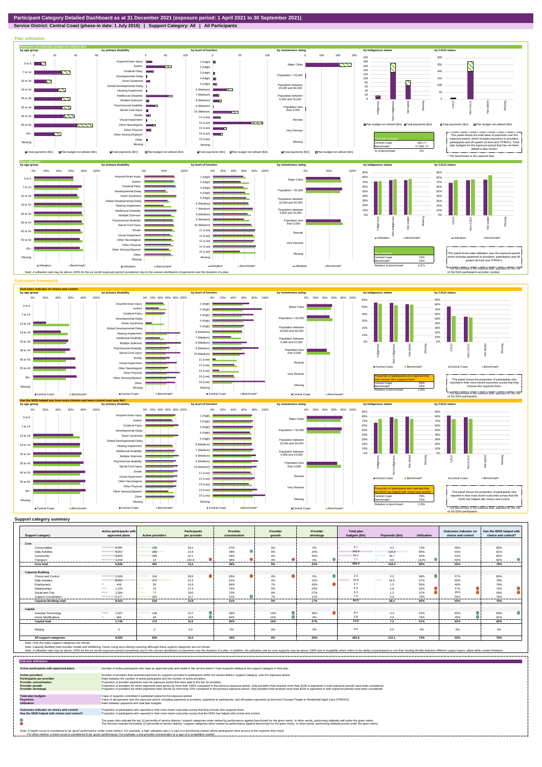# Participant Category Detailed Dashboard as at 31 December 2021 (exposure period: 1 April 2021 to 30 September 2021)

**Service District: Central Coast (phase-in date: 1 July 2016) | Support Category: All | All Participants**

## Plan utilisation

**Payments and total plan budget not utilised ($m)**

| Total plan budgets | |
|---|---|
| Central Coast | 282.77 |
| Benchmark* | 17,064.72 |
| % of benchmark | 2% |

This panel shows the total value of payments over the exposure period, which includes payments to providers, participants and off-system (in-kind and YPIRAC). Total plan budgets for the exposure period that has not been utilised is also shown.

\* The benchmark is the national total.

**Plan utilisation**

| Plan utilisation | |
|---|---|
| Central Coast | 74% |
| Benchmark* | 76% |
| Relative to benchmark | 0.97x |

This panel shows plan utilisation over the exposure period, which includes payments to providers, participants and off-system (in-kind and YPIRAC).

\* The benchmark is the national total, adjusted for the mix of SIL/SDA participants and plan number.

Note: A utilisation rate may be above 100% for the six month exposure period considered, due to the uneven distribution of payments over the duration of a plan.

## Outcomes framework

**Outcomes indicator on choice and control**

| Proportion of participants who reported that they choose who supports them | |
|---|---|
| Central Coast | 55% |
| Benchmark* | 53% |
| Relative to benchmark | 1.04x |

This panel shows the proportion of participants who reported in their most recent outcomes survey that they choose who supports them.

\* The benchmark is the national total, adjusted for the mix of SIL/SDA participants.

**Has the NDIS helped you have more choices and more control over your life?**

| Proportion of participants who reported that the NDIS has helped with choice and control | |
|---|---|
| Central Coast | 78% |
| Benchmark* | 75% |
| Relative to benchmark | 1.05x |

This panel shows the proportion of participants who reported in their most recent outcomes survey that the NDIS has helped with choice and control.

\* The benchmark is the national total, adjusted for the mix of SIL/SDA participants.

## Support category summary

| Support category | Active participants with approved plans | Active providers | Participants per provider | Provider concentration | Provider growth | Provider shrinkage | Total plan budgets ($m) | Payments ($m) | Utilisation | Outcomes indicator on choice and control | Has the NDIS helped with choice and control? |
|---|---|---|---|---|---|---|---|---|---|---|---|
| **Core** | | | | | | | | | | | |
| Consumables | 4,797 | 239 | 20.1 | 67% | 5% | 5% | 5.7 | 4.2 | 73% | 59% | 80% |
| Daily Activities | 4,257 | 286 | 14.9 | 48% | 6% | 24% | 136.9 | 115.9 | 85% | 55% | 81% |
| Community | 4,305 | 195 | 22.1 | 58% | 6% | 26% | 56.1 | 35.7 | 64% | 52% | 80% |
| Transport | 3,260 | 14 | 232.9 | 98% | 0% | 0% | 7.7 | 8.6 | 112% | 50% | 82% |
| **Core total** | **6,596** | **491** | **13.4** | **46%** | **6%** | **23%** | **206.4** | **164.3** | **80%** | **56%** | **79%** |
| **Capacity Building** | | | | | | | | | | | |
| Choice and Control | 3,360 | 118 | 28.5 | 85% | 0% | 0% | 2.4 | 2.3 | 99% | 57% | 80% |
| Daily Activities | 8,351 | 374 | 22.3 | 61% | 4% | 15% | 42.8 | 24.6 | 57% | 55% | 79% |
| Employment | 448 | 30 | 14.9 | 84% | 7% | 43% | 2.7 | 1.3 | 50% | 46% | 78% |
| Relationships | 1,220 | 70 | 17.4 | 75% | 5% | 23% | 5.3 | 2.8 | 53% | 17% | 74% |
| Social and Civic | 1,384 | 77 | 18.0 | 70% | 9% | 27% | 3.2 | 1.2 | 37% | 45% | 69% |
| Support Coordination | 3,477 | 221 | 15.7 | 51% | 6% | 12% | 7.5 | 5.9 | 79% | 50% | 76% |
| **Capacity Building total** | **8,424** | **534** | **15.8** | **51%** | **5%** | **17%** | **64.3** | **38.4** | **60%** | **55%** | **79%** |
| **Capital** | | | | | | | | | | | |
| Assistive Technology | 1,567 | 146 | 10.7 | 68% | 19% | 38% | 8.2 | 4.4 | 53% | 65% | 83% |
| Home Modifications | 484 | 46 | 10.5 | 84% | 13% | 6% | 3.8 | 3.0 | 79% | 45% | 81% |
| **Capital total** | **1,746** | **172** | **10.2** | **60%** | **19%** | **27%** | **12.0** | **7.3** | **61%** | **62%** | **83%** |
| Missing | 0 | 0 | 0.0 | 0% | 0% | 0% | 0.0 | 0.0 | 0% | 0% | 0% |
| **All support categories** | **8,582** | **834** | **10.3** | **45%** | **6%** | **20%** | **282.8** | **210.1** | **74%** | **55%** | **78%** |

Note: Only the major support categories are shown.
Note: Capacity Building total includes Health and Wellbeing, Home Living and Lifelong Learning although these support categories are not shown.
Note: A utilisation rate may be above 100% for the six month exposure period considered, due to the uneven distribution of payments over the duration of a plan. In addition, the utilisation rate for core supports may be above 100% due to fungibility which refers to the ability of participants to use their funding flexibly between different support types, albeit within certain limitation.

## Indicator definitions

| | |
|---|---|
| **Active participants with approved plans** | Number of active participants who have an approved plan and reside in the service district / have supports relating to the support category in their plan. |
| **Active providers** | Number of providers that received payments for supports provided to participants within the service district / support category, over the exposure period. |
| **Participants per provider** | Ratio between the number of active participants and the number of active providers. |
| **Provider concentration** | Proportion of provider payments over the exposure period that were paid to the top 10 providers. |
| **Provider growth** | Proportion of providers for which payments have grown by more than 100% compared to the previous exposure period. Only providers that received more than $10k in payments in both exposure periods have been considered. |
| **Provider shrinkage** | Proportion of providers for which payments have shrunk by more than 25% compared to the previous exposure period. Only providers that received more than $10k in payments in both exposure periods have been considered. |
| **Total plan budgets** | Value of supports committed in participant plans for the exposure period. |
| **Payments** | Value of all payments over the exposure period, including payments to providers, payments to participants, and off-system payments (in-kind and Younger People In Residential Aged Care (YPIRAC)). |
| **Utilisation** | Ratio between payments and total plan budgets. |
| **Outcomes indicator on choice and control** | Proportion of participants who reported in their most recent outcomes survey that they choose who supports them. |
| **Has the NDIS helped with choice and control?** | Proportion of participants who reported in their most recent outcomes survey that the NDIS has helped with choice and control. |

The green dots indicate the top 10 percentile of service districts / support categories when ranked by performance against benchmark for the given metric. In other words, performing relatively well under the given metric.
The red dots indicate the bottom 10 percentile of service districts / support categories when ranked by performance against benchmark for the given metric. In other words, performing relatively poorly under the given metric.

Note: A higher score is considered to be 'good' performance under some metrics. For example, a high utilisation rate is a sign of a functioning market where participants have access to the supports they need.
For other metrics, a lower score is considered to be 'good' performance. For example, a low provider concentration is a sign of a competitive market.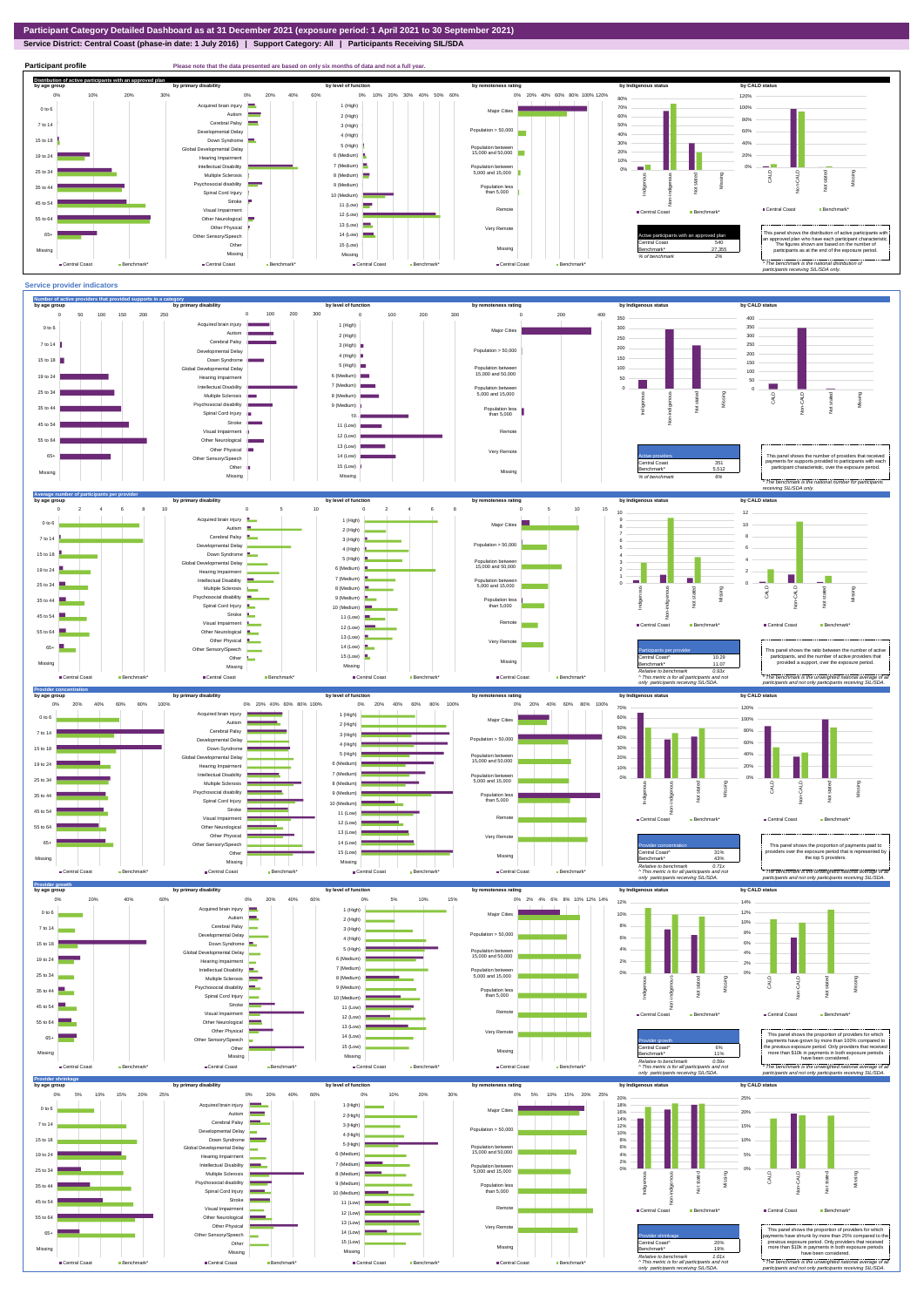# Participant Category Detailed Dashboard as at 31 December 2021 (exposure period: 1 April 2021 to 30 September 2021)

**Service District: Central Coast (phase-in date: 1 July 2016) | Support Category: All | Participants Receiving SIL/SDA**

## Participant profile

Please note that the data presented are based on only six months of data and not a full year.

### Distribution of active participants with an approved plan

by age group | by primary disability | by level of function | by remoteness rating | by Indigenous status | by CALD status

| Active participants with an approved plan | |
|---|---|
| Central Coast | 540 |
| Benchmark* | 27,355 |
| % of benchmark | 2% |

This panel shows the distribution of active participants with an approved plan who have each participant characteristic. The figures shown are based on the number of participants as at the end of the exposure period.

*The benchmark is the national distribution of participants receiving SIL/SDA only.

## Service provider indicators

### Number of active providers that provided supports in a category

by age group | by primary disability | by level of function | by remoteness rating | by Indigenous status | by CALD status

| Active providers | |
|---|---|
| Central Coast | 351 |
| Benchmark* | 5,512 |
| % of benchmark | 6% |

This panel shows the number of providers that received payments for supports provided to participants with each participant characteristic, over the exposure period.

*The benchmark is the national number for participants receiving SIL/SDA only.

### Average number of participants per provider

| Participants per provider | |
|---|---|
| Central Coast^ | 10.29 |
| Benchmark* | 11.07 |
| Relative to benchmark | 0.93x |

^ This metric is for all participants and not only participants receiving SIL/SDA.

This panel shows the ratio between the number of active participants, and the number of active providers that provided a support, over the exposure period.

*The benchmark is the unweighted national average of all participants and not only participants receiving SIL/SDA.

### Provider concentration

| Provider concentration | |
|---|---|
| Central Coast^ | 31% |
| Benchmark* | 43% |
| Relative to benchmark | 0.71x |

^ This metric is for all participants and not only participants receiving SIL/SDA.

This panel shows the proportion of payments paid to providers over the exposure period that is represented by the top 5 providers.

*The benchmark is the unweighted national average of all participants and not only participants receiving SIL/SDA.

### Provider growth

| Provider growth | |
|---|---|
| Central Coast^ | 6% |
| Benchmark* | 11% |
| Relative to benchmark | 0.51x |

^ This metric is for all participants and not only participants receiving SIL/SDA.

This panel shows the proportion of providers for which payments have grown by more than 100% compared to the previous exposure period. Only providers that received more than $10k in payments in both exposure periods have been considered.

*The benchmark is the unweighted national average of all participants and not only participants receiving SIL/SDA.

### Provider shrinkage

| Provider shrinkage | |
|---|---|
| Central Coast^ | 20% |
| Benchmark* | 19% |
| Relative to benchmark | 1.01x |

^ This metric is for all participants and not only participants receiving SIL/SDA.

This panel shows the proportion of providers for which payments have shrunk by more than 25% compared to the previous exposure period. Only providers that received more than $10k in payments in both exposure periods have been considered.

*The benchmark is the unweighted national average of all participants and not only participants receiving SIL/SDA.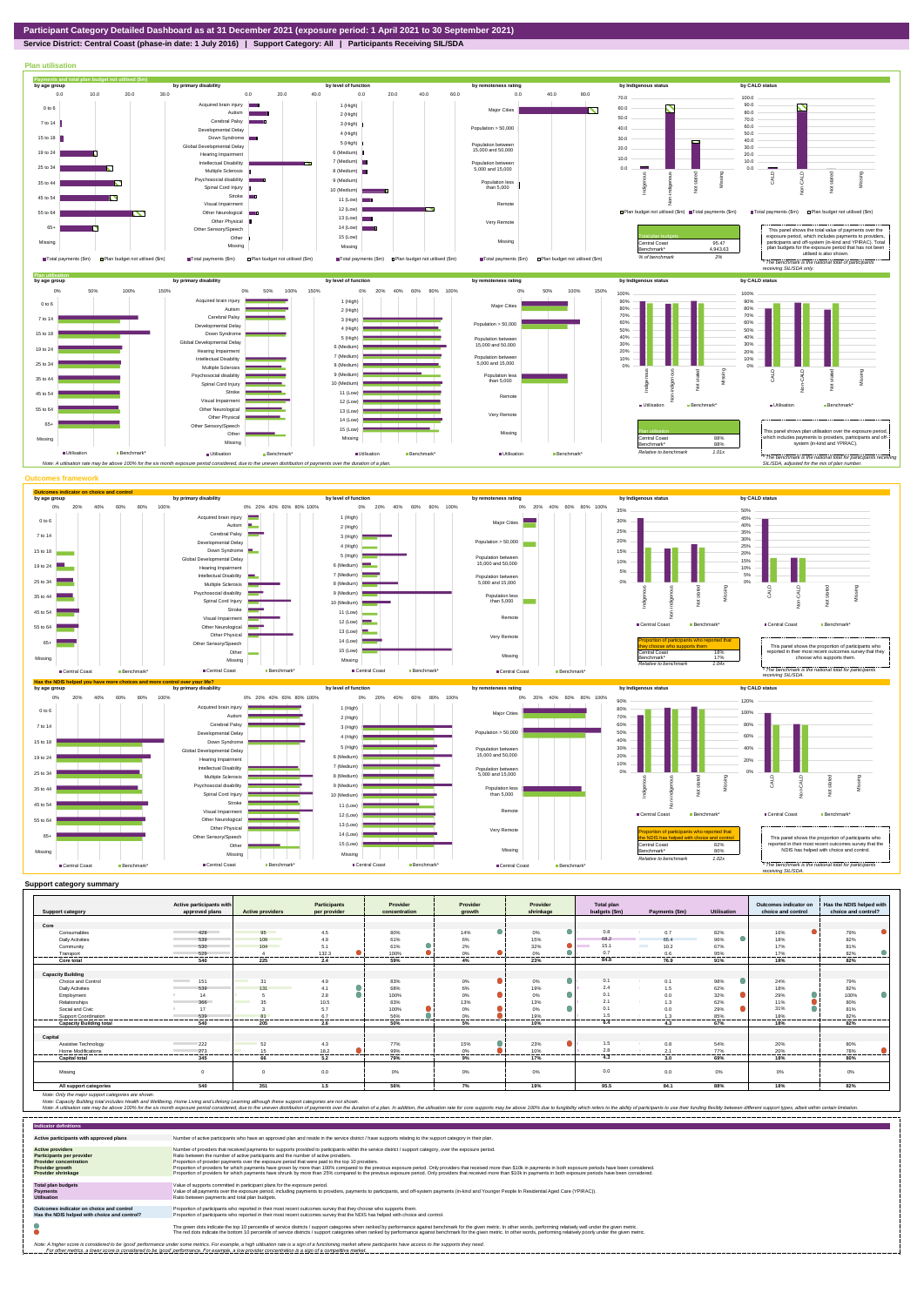# Participant Category Detailed Dashboard as at 31 December 2021 (exposure period: 1 April 2021 to 30 September 2021)

**Service District: Central Coast (phase-in date: 1 July 2016) | Support Category: All | Participants Receiving SIL/SDA**

## Plan utilisation

### Payments and total plan budget not utilised ($m)

| Total plan budgets | |
|---|---|
| Central Coast | 95.47 |
| Benchmark* | 4,943.63 |
| % of benchmark | 2% |

This panel shows the total value of payments over the exposure period, which includes payments to providers, participants and off-system (in-kind and YPIRAC). Total plan budgets for the exposure period that has not been utilised is also shown.

*The benchmark is the national total for participants receiving SIL/SDA only.

### Plan utilisation

| Plan utilisation | |
|---|---|
| Central Coast | 88% |
| Benchmark* | 88% |
| Relative to benchmark | 1.01x |

This panel shows plan utilisation over the exposure period, which includes payments to providers, participants and off-system (in-kind and YPIRAC).

*The benchmark is the national total for participants receiving SIL/SDA, adjusted for the mix of plan number.

Note: A utilisation rate may be above 100% for the six month exposure period considered, due to the uneven distribution of payments over the duration of a plan.

## Outcomes framework

### Outcomes indicator on choice and control

| Proportion of participants who reported that they choose who supports them | |
|---|---|
| Central Coast | 18% |
| Benchmark* | 17% |
| Relative to benchmark | 1.04x |

This panel shows the proportion of participants who reported in their most recent outcomes survey that they choose who supports them.

*The benchmark is the national total for participants receiving SIL/SDA.

### Has the NDIS helped you have more choices and more control over your life?

| Proportion of participants who reported that the NDIS has helped with choice and control | |
|---|---|
| Central Coast | 82% |
| Benchmark* | 80% |
| Relative to benchmark | 1.02x |

This panel shows the proportion of participants who reported in their most recent outcomes survey that the NDIS has helped with choice and control.

*The benchmark is the national total for participants receiving SIL/SDA.

## Support category summary

| Support category | Active participants with approved plans | Active providers | Participants per provider | Provider concentration | Provider growth | Provider shrinkage | Total plan budgets ($m) | Payments ($m) | Utilisation | Outcomes indicator on choice and control | Has the NDIS helped with choice and control? |
|---|---|---|---|---|---|---|---|---|---|---|---|
| **Core** | | | | | | | | | | | |
| Consumables | 428 | 95 | 4.5 | 80% | 14% | 0% | 0.8 | 0.7 | 82% | 16% | 79% |
| Daily Activities | 539 | 109 | 4.9 | 61% | 6% | 15% | 68.2 | 65.4 | 96% | 18% | 82% |
| Community | 530 | 104 | 5.1 | 61% | 2% | 32% | 15.1 | 10.2 | 67% | 17% | 81% |
| Transport | 529 | 4 | 132.3 | 100% | 0% | 0% | 0.7 | 0.6 | 95% | 17% | 82% |
| **Core total** | **540** | **225** | **2.4** | **59%** | **4%** | **23%** | **84.8** | **76.9** | **91%** | **18%** | **82%** |
| **Capacity Building** | | | | | | | | | | | |
| Choice and Control | 151 | 31 | 4.9 | 83% | 0% | 0% | 0.1 | 0.1 | 98% | 24% | 79% |
| Daily Activities | 539 | 131 | 4.1 | 68% | 6% | 19% | 2.4 | 1.5 | 62% | 18% | 82% |
| Employment | 14 | 5 | 2.8 | 100% | 0% | 0% | 0.1 | 0.0 | 32% | 29% | 100% |
| Relationships | 366 | 35 | 10.5 | 83% | 13% | 13% | 2.1 | 1.3 | 62% | 11% | 80% |
| Social and Civic | 17 | 3 | 5.7 | 100% | 0% | 0% | 0.1 | 0.0 | 29% | 31% | 81% |
| Support Coordination | 539 | 81 | 6.7 | 58% | 0% | 0% | 1.5 | 1.3 | 85% | 18% | 82% |
| **Capacity Building total** | **540** | **205** | **2.6** | **50%** | **5%** | **10%** | **6.4** | **4.3** | **67%** | **18%** | **82%** |
| **Capital** | | | | | | | | | | | |
| Assistive Technology | 222 | 52 | 4.3 | 77% | 15% | 23% | 1.5 | 0.8 | 54% | 20% | 80% |
| Home Modifications | 271 | 15 | 18.1 | 99% | 0% | 10% | 2.8 | 2.1 | 77% | 20% | 78% |
| **Capital total** | **345** | **66** | **5.2** | **79%** | **9%** | **17%** | **4.3** | **3.0** | **69%** | **18%** | **80%** |
| Missing | 0 | 0 | 0.0 | 0% | 0% | 0% | 0.0 | 0.0 | 0% | 0% | 0% |
| **All support categories** | **540** | **351** | **1.5** | **56%** | **7%** | **19%** | **95.5** | **84.1** | **88%** | **18%** | **82%** |

Note: Only the major support categories are shown.
Note: Capacity Building total includes Health and Wellbeing, Home Living and Lifelong Learning although these support categories are not shown.
Note: A utilisation rate may be above 100% for the six month exposure period considered, due to the uneven distribution of payments over the duration of a plan. In addition, the utilisation rate for core supports may be above 100% due to fungibility which refers to the ability of participants to use their funding flexibly between different support types, albeit within certain limitation.

## Indicator definitions

| Indicator | Definition |
|---|---|
| Active participants with approved plans | Number of active participants who have an approved plan and reside in the service district / have supports relating to the support category in their plan. |
| Active providers | Number of providers that received payments for supports provided to participants within the service district / support category, over the exposure period. |
| Participants per provider | Ratio between the number of active participants and the number of active providers. |
| Provider concentration | Proportion of provider payments over the exposure period that were paid to the top 10 providers. |
| Provider growth | Proportion of providers for which payments have grown by more than 100% compared to the previous exposure period. Only providers that received more than $10k in payments in both exposure periods have been considered. |
| Provider shrinkage | Proportion of providers for which payments have shrunk by more than 25% compared to the previous exposure period. Only providers that received more than $10k in payments in both exposure periods have been considered. |
| Total plan budgets | Value of supports committed in participant plans for the exposure period. |
| Payments | Value of all payments over the exposure period, including payments to providers, payments to participants, and off-system payments (in-kind and Younger People In Residential Aged Care (YPIRAC)). |
| Utilisation | Ratio between payments and total plan budgets. |
| Outcomes indicator on choice and control | Proportion of participants who reported in their most recent outcomes survey that they choose who supports them. |
| Has the NDIS helped with choice and control? | Proportion of participants who reported in their most recent outcomes survey that the NDIS has helped with choice and control. |

The green dots indicate the top 10 percentile of service districts / support categories when ranked by performance against benchmark for the given metric. In other words, performing relatively well under the given metric.
The red dots indicate the bottom 10 percentile of service districts / support categories when ranked by performance against benchmark for the given metric. In other words, performing relatively poorly under the given metric.

Note: A higher score is considered to be 'good' performance under some metrics. For example, a high utilisation rate is a sign of a functioning market where participants have access to the supports they need.
For other metrics, a lower score is considered to be 'good' performance. For example, a low provider concentration is a sign of a competitive market.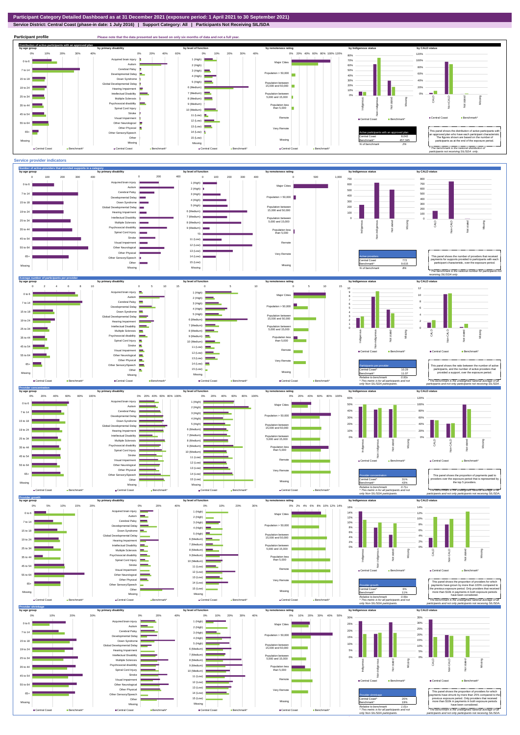# Participant Category Detailed Dashboard as at 31 December 2021 (exposure period: 1 April 2021 to 30 September 2021)

**Service District: Central Coast (phase-in date: 1 July 2016) | Support Category: All | Participants Not Receiving SIL/SDA**

## Participant profile

Please note that the data presented are based on only six months of data and not a full year.

### Distribution of active participants with an approved plan

| Active participants with an approved plan | |
|---|---|
| Central Coast | 8,042 |
| Benchmark* | 457,345 |
| % of benchmark | 2% |

This panel shows the distribution of active participants with an approved plan who have each participant characteristic. The figures shown are based on the number of participants as at the end of the exposure period.

* The benchmark is the national distribution of participants not receiving SIL/SDA only.

## Service provider indicators

### Number of active providers that provided supports in a category

| Active providers | |
|---|---|
| Central Coast | 772 |
| Benchmark* | 9,615 |
| % of benchmark | 8% |

This panel shows the number of providers that received payments for supports provided to participants with each participant characteristic, over the exposure period.

* The benchmark is the national number for participants not receiving SIL/SDA only.

### Average number of participants per provider

| Participants per provider | |
|---|---|
| Central Coast^ | 10.29 |
| Benchmark* | 11.07 |
| Relative to benchmark | 0.93x |

^ This metric is for all participants and not only Non-SIL/SDA participants.

This panel shows the ratio between the number of active participants, and the number of active providers that provided a support, over the exposure period.

* The benchmark is the unweighted national average of all participants and not only participants not receiving SIL/SDA.

### Provider concentration

| Provider concentration | |
|---|---|
| Central Coast^ | 31% |
| Benchmark* | 43% |
| Relative to benchmark | 0.71x |

^ This metric is for all participants and not only Non-SIL/SDA participants.

This panel shows the proportion of payments paid to providers over the exposure period that is represented by the top 5 providers.

* The benchmark is the unweighted national average of all participants and not only participants not receiving SIL/SDA.

### Provider growth

| Provider growth | |
|---|---|
| Central Coast^ | 6% |
| Benchmark* | 11% |
| Relative to benchmark | 0.51x |

^ This metric is for all participants and not only Non-SIL/SDA participants.

This panel shows the proportion of providers for which payments have grown by more than 100% compared to the previous exposure period. Only providers that received more than $10k in payments in both exposure periods have been considered.

* The benchmark is the unweighted national average of all participants and not only participants not receiving SIL/SDA.

### Provider shrinkage

| Provider shrinkage | |
|---|---|
| Central Coast^ | 20% |
| Benchmark* | 19% |
| Relative to benchmark | 1.01x |

^ This metric is for all participants and not only Non-SIL/SDA participants.

This panel shows the proportion of providers for which payments have shrunk by more than 25% compared to the previous exposure period. Only providers that received more than $10k in payments in both exposure periods have been considered.

* The benchmark is the unweighted national average of all participants and not only participants not receiving SIL/SDA.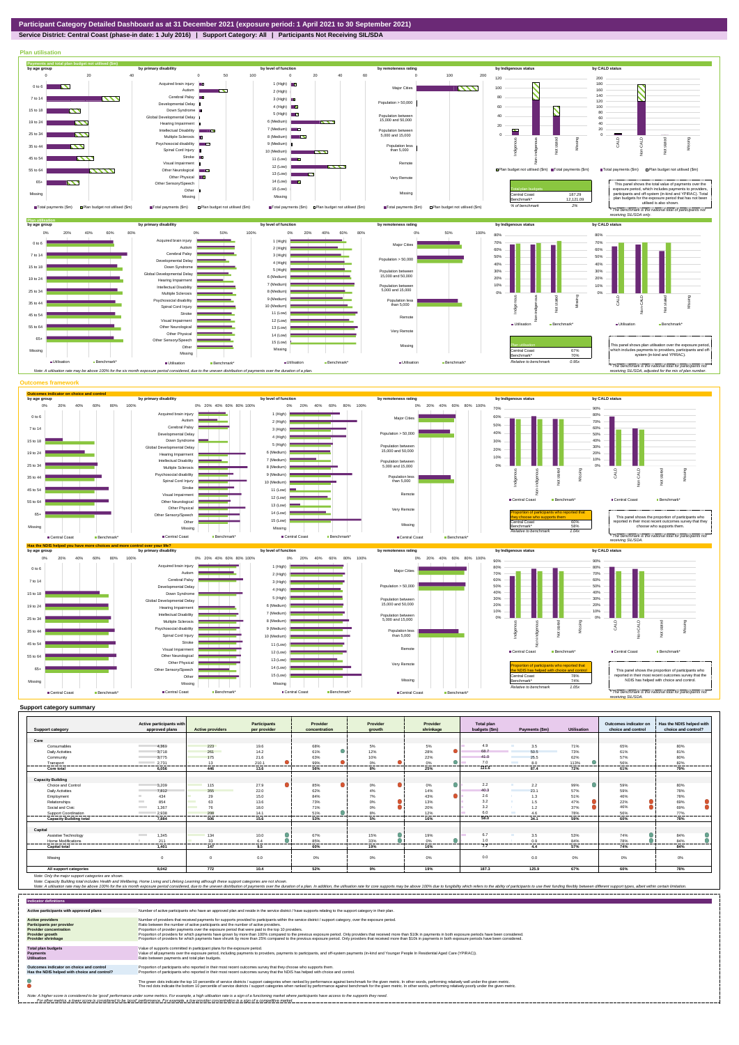# Participant Category Detailed Dashboard as at 31 December 2021 (exposure period: 1 April 2021 to 30 September 2021)

**Service District: Central Coast (phase-in date: 1 July 2016) | Support Category: All | Participants Not Receiving SIL/SDA**

## Plan utilisation

**Payments and total plan budget not utilised ($m)**

by age group | by primary disability | by level of function | by remoteness rating | by Indigenous status | by CALD status

Total payments ($m) | Plan budget not utilised ($m)

Total plan budgets
Central Coast: 187.29
Benchmark*: 12,121.09
% of benchmark: 2%

This panel shows the total value of payments over the exposure period, which includes payments to providers, participants and off-system (in-kind and YPIRAC). Total plan budgets for the exposure period that has not been utilised is also shown.

*The benchmark is the national total for participants not receiving SIL/SDA only.

**Plan utilisation**

by age group | by primary disability | by level of function | by remoteness rating | by Indigenous status | by CALD status

Utilisation | Benchmark*

Plan utilisation
Central Coast: 67%
Benchmark*: 70%
Relative to benchmark: 0.95x

This panel shows plan utilisation over the exposure period, which includes payments to providers, participants and off-system (in-kind and YPIRAC).

*The benchmark is the national total for participants not receiving SIL/SDA, adjusted for the mix of plan number.

*Note: A utilisation rate may be above 100% for the six month exposure period considered, due to the uneven distribution of payments over the duration of a plan.*

## Outcomes framework

**Outcomes indicator on choice and control**

by age group | by primary disability | by level of function | by remoteness rating | by Indigenous status | by CALD status

Central Coast | Benchmark*

Proportion of participants who reported that they choose who supports them
Central Coast: 60%
Benchmark*: 58%
Relative to benchmark: 1.04x

This panel shows the proportion of participants who reported in their most recent outcomes survey that they choose who supports them.

*The benchmark is the national total for participants not receiving SIL/SDA.

**Has the NDIS helped you have more choices and more control over your life?**

by age group | by primary disability | by level of function | by remoteness rating | by Indigenous status | by CALD status

Central Coast | Benchmark*

Proportion of participants who reported that the NDIS has helped with choice and control
Central Coast: 78%
Benchmark*: 74%
Relative to benchmark: 1.05x

This panel shows the proportion of participants who reported in their most recent outcomes survey that the NDIS has helped with choice and control.

*The benchmark is the national total for participants not receiving SIL/SDA.

## Support category summary

| Support category | Active participants with approved plans | Active providers | Participants per provider | Provider concentration | Provider growth | Provider shrinkage | Total plan budgets ($m) | Payments ($m) | Utilisation | Outcomes indicator on choice and control | Has the NDIS helped with choice and control? |
|---|---|---|---|---|---|---|---|---|---|---|---|
| **Core** | | | | | | | | | | | |
| Consumables | 4,369 | 223 | 19.6 | 68% | 5% | 5% | 4.9 | 3.5 | 71% | 65% | 80% |
| Daily Activities | 3,718 | 261 | 14.2 | 61% | 12% | 28% | 68.7 | 50.5 | 73% | 61% | 81% |
| Community | 3,775 | 175 | 21.6 | 63% | 10% | 22% | 41.0 | 25.5 | 62% | 57% | 80% |
| Transport | 2,731 | 13 | 210.1 | 99% | 0% | 0% | 7.0 | 8.0 | 113% | 56% | 82% |
| **Core total** | **6,056** | **446** | **13.6** | **56%** | **8%** | **25%** | **121.6** | **87.4** | **72%** | **61%** | **79%** |
| **Capacity Building** | | | | | | | | | | | |
| Choice and Control | 3,209 | 115 | 27.9 | 85% | 0% | 0% | 2.2 | 2.2 | 99% | 59% | 80% |
| Daily Activities | 7,812 | 355 | 22.0 | 62% | 4% | 14% | 40.3 | 23.1 | 57% | 59% | 78% |
| Employment | 434 | 29 | 15.0 | 84% | 7% | 43% | 2.6 | 1.3 | 51% | 46% | 78% |
| Relationships | 854 | 63 | 13.6 | 73% | 0% | 13% | 3.2 | 1.5 | 47% | 22% | 69% |
| Social and Civic | 1,367 | 76 | 18.0 | 71% | 0% | 20% | 3.2 | 1.2 | 37% | 46% | 69% |
| Support Coordination | 2,938 | 208 | 14.1 | 51% | 8% | 12% | 6.0 | 4.6 | 78% | 56% | 77% |
| **Capacity Building total** | **7,884** | **506** | **15.6** | **53%** | **5%** | **16%** | **58.0** | **34.1** | **59%** | **60%** | **78%** |
| **Capital** | | | | | | | | | | | |
| Assistive Technology | 1,345 | 134 | 10.0 | 67% | 15% | 19% | 6.7 | 3.5 | 53% | 74% | 84% |
| Home Modifications | 211 | 33 | 6.4 | 85% | 33% | 0% | 1.0 | 0.9 | 84% | 78% | 84% |
| **Capital total** | **1,401** | **147** | **9.5** | **60%** | **19%** | **16%** | **7.7** | **4.4** | **57%** | **74%** | **84%** |
| Missing | 0 | 0 | 0.0 | 0% | 0% | 0% | 0.0 | 0.0 | 0% | 0% | 0% |
| **All support categories** | **8,042** | **772** | **10.4** | **52%** | **9%** | **19%** | **187.3** | **125.9** | **67%** | **60%** | **78%** |

*Note: Only the major support categories are shown.*
*Note: Capacity Building total includes Health and Wellbeing, Home Living and Lifelong Learning although these support categories are not shown.*
*Note: A utilisation rate may be above 100% for the six month exposure period considered, due to the uneven distribution of payments over the duration of a plan. In addition, the utilisation rate for core supports may be above 100% due to fungibility which refers to the ability of participants to use their funding flexibly between different support types, albeit within certain limitation.*

## Indicator definitions

**Active participants with approved plans**: Number of active participants who have an approved plan and reside in the service district / have supports relating to the support category in their plan.

**Active providers**: Number of providers that received payments for supports provided to participants within the service district / support category, over the exposure period.
**Participants per provider**: Ratio between the number of active participants and the number of active providers.
**Provider concentration**: Proportion of provider payments over the exposure period that were paid to the top 10 providers.
**Provider growth**: Proportion of providers for which payments have grown by more than 100% compared to the previous exposure period. Only providers that received more than $10k in payments in both exposure periods have been considered.
**Provider shrinkage**: Proportion of providers for which payments have shrunk by more than 25% compared to the previous exposure period. Only providers that received more than $10k in payments in both exposure periods have been considered.

**Total plan budgets**: Value of supports committed in participant plans for the exposure period.
**Payments**: Value of all payments over the exposure period, including payments to providers, payments to participants, and off-system payments (in-kind and Younger People In Residential Aged Care (YPIRAC)).
**Utilisation**: Ratio between payments and total plan budgets.

**Outcomes indicator on choice and control**: Proportion of participants who reported in their most recent outcomes survey that they choose who supports them.
**Has the NDIS helped with choice and control?**: Proportion of participants who reported in their most recent outcomes survey that the NDIS has helped with choice and control.

The green dots indicate the top 10 percentile of service districts / support categories when ranked by performance against benchmark for the given metric. In other words, performing relatively well under the given metric.
The red dots indicate the bottom 10 percentile of service districts / support categories when ranked by performance against benchmark for the given metric. In other words, performing relatively poorly under the given metric.

*Note: A higher score is considered to be 'good' performance under some metrics. For example, a high utilisation rate is a sign of a functioning market where participants have access to the supports they need.*
*For other metrics, a lower score is considered to be 'good' performance. For example, a low provider concentration is a sign of a competitive market.*